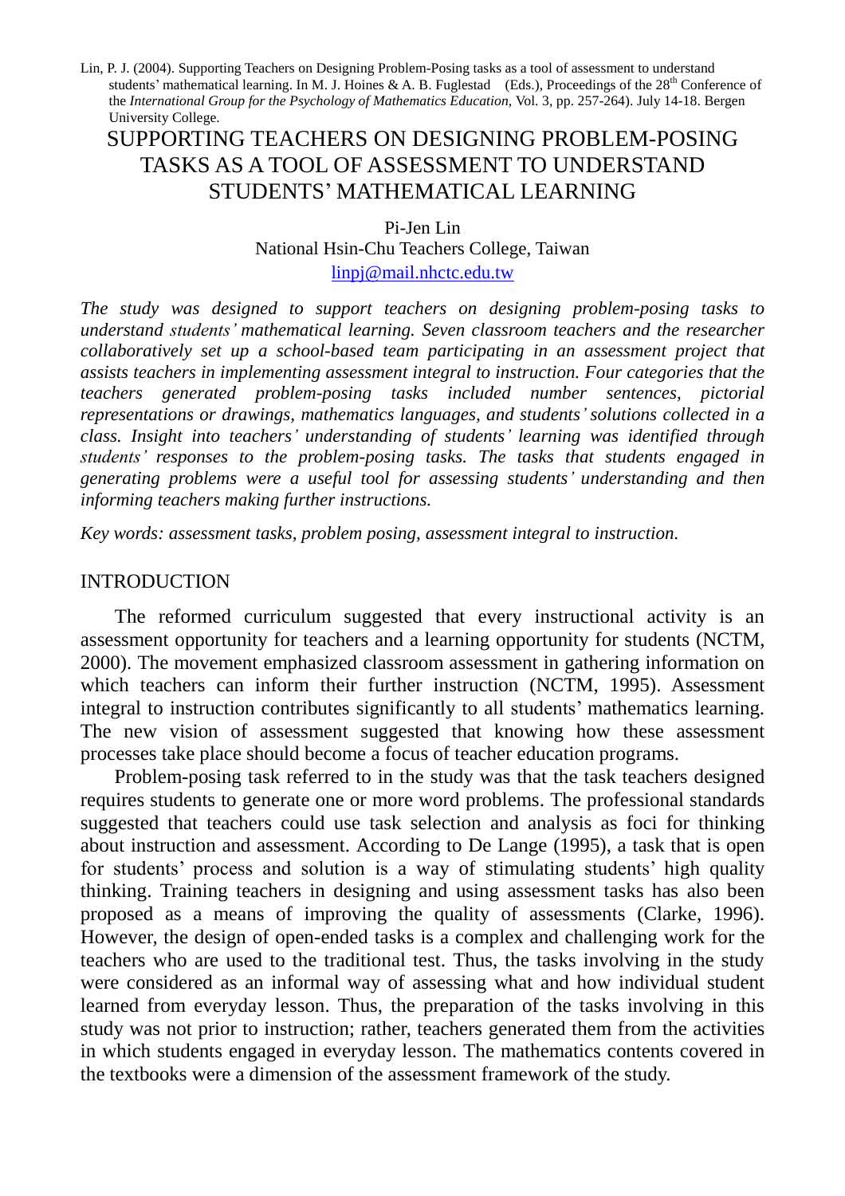Lin, P. J. (2004). Supporting Teachers on Designing Problem-Posing tasks as a tool of assessment to understand students' mathematical learning. In M. J. Hoines & A. B. Fuglestad (Eds.), Proceedings of the 28th Conference of the *International Group for the Psychology of Mathematics Education,* Vol. 3, pp. 257-264). July 14-18. Bergen University College.

# SUPPORTING TEACHERS ON DESIGNING PROBLEM-POSING TASKS AS A TOOL OF ASSESSMENT TO UNDERSTAND STUDENTS' MATHEMATICAL LEARNING

Pi-Jen Lin

National Hsin-Chu Teachers College, Taiwan

linpj@mail.nhctc.edu.tw

*The study was designed to support teachers on designing problem-posing tasks to understand students' mathematical learning. Seven classroom teachers and the researcher collaboratively set up a school-based team participating in an assessment project that assists teachers in implementing assessment integral to instruction. Four categories that the teachers generated problem-posing tasks included number sentences, pictorial representations or drawings, mathematics languages, and students' solutions collected in a class. Insight into teachers' understanding of students' learning was identified through students' responses to the problem-posing tasks. The tasks that students engaged in generating problems were a useful tool for assessing students' understanding and then informing teachers making further instructions.*

*Key words: assessment tasks, problem posing, assessment integral to instruction.*

## INTRODUCTION

The reformed curriculum suggested that every instructional activity is an assessment opportunity for teachers and a learning opportunity for students (NCTM, 2000). The movement emphasized classroom assessment in gathering information on which teachers can inform their further instruction (NCTM, 1995). Assessment integral to instruction contributes significantly to all students' mathematics learning. The new vision of assessment suggested that knowing how these assessment processes take place should become a focus of teacher education programs.

Problem-posing task referred to in the study was that the task teachers designed requires students to generate one or more word problems. The professional standards suggested that teachers could use task selection and analysis as foci for thinking about instruction and assessment. According to De Lange (1995), a task that is open for students' process and solution is a way of stimulating students' high quality thinking. Training teachers in designing and using assessment tasks has also been proposed as a means of improving the quality of assessments (Clarke, 1996). However, the design of open-ended tasks is a complex and challenging work for the teachers who are used to the traditional test. Thus, the tasks involving in the study were considered as an informal way of assessing what and how individual student learned from everyday lesson. Thus, the preparation of the tasks involving in this study was not prior to instruction; rather, teachers generated them from the activities in which students engaged in everyday lesson. The mathematics contents covered in the textbooks were a dimension of the assessment framework of the study.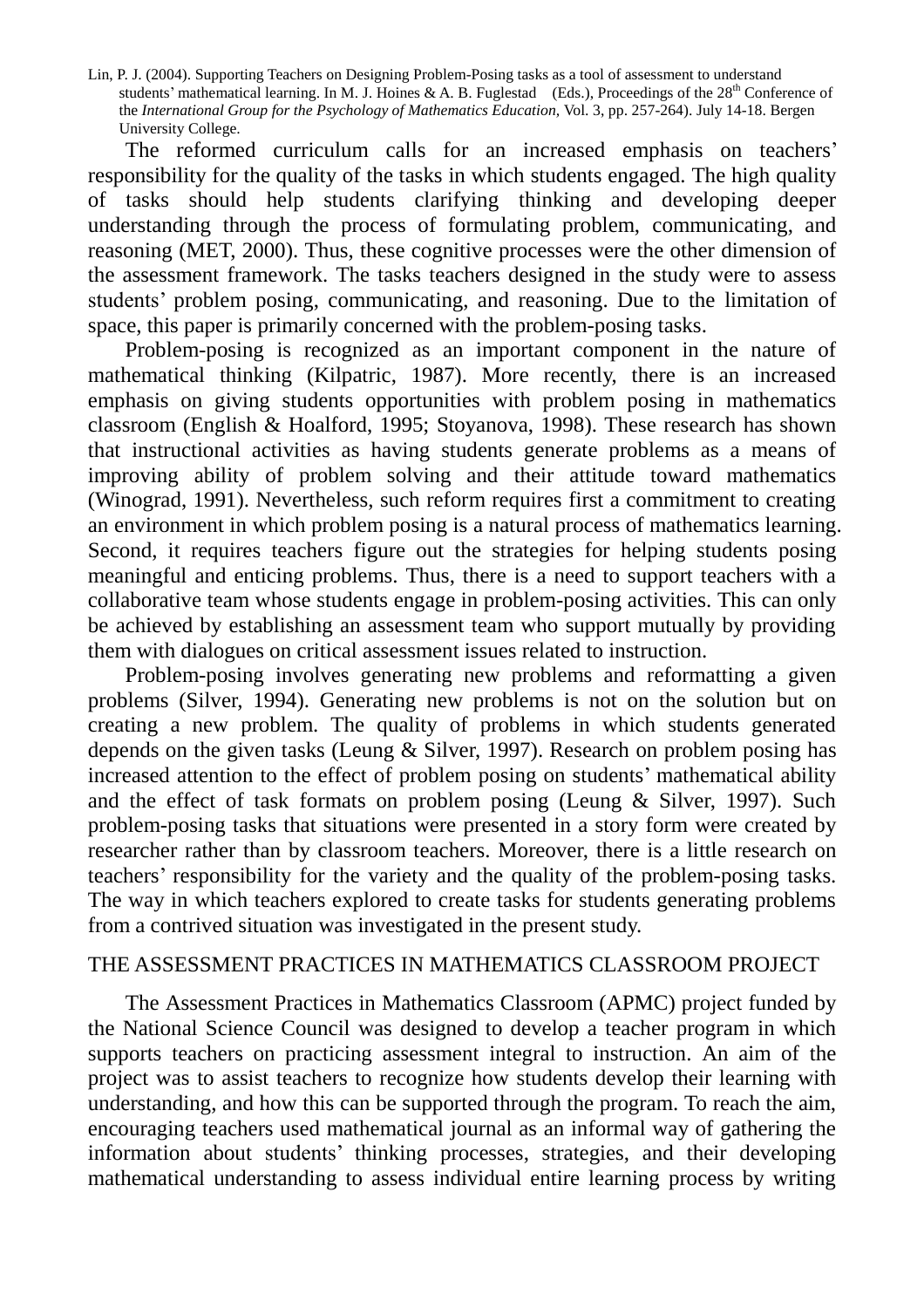Lin, P. J. (2004). Supporting Teachers on Designing Problem-Posing tasks as a tool of assessment to understand students' mathematical learning. In M. J. Hoines & A. B. Fuglestad (Eds.), Proceedings of the 28th Conference of the *International Group for the Psychology of Mathematics Education,* Vol. 3, pp. 257-264). July 14-18. Bergen University College.

The reformed curriculum calls for an increased emphasis on teachers' responsibility for the quality of the tasks in which students engaged. The high quality of tasks should help students clarifying thinking and developing deeper understanding through the process of formulating problem, communicating, and reasoning (MET, 2000). Thus, these cognitive processes were the other dimension of the assessment framework. The tasks teachers designed in the study were to assess students' problem posing, communicating, and reasoning. Due to the limitation of space, this paper is primarily concerned with the problem-posing tasks.

Problem-posing is recognized as an important component in the nature of mathematical thinking (Kilpatric, 1987). More recently, there is an increased emphasis on giving students opportunities with problem posing in mathematics classroom (English & Hoalford, 1995; Stoyanova, 1998). These research has shown that instructional activities as having students generate problems as a means of improving ability of problem solving and their attitude toward mathematics (Winograd, 1991). Nevertheless, such reform requires first a commitment to creating an environment in which problem posing is a natural process of mathematics learning. Second, it requires teachers figure out the strategies for helping students posing meaningful and enticing problems. Thus, there is a need to support teachers with a collaborative team whose students engage in problem-posing activities. This can only be achieved by establishing an assessment team who support mutually by providing them with dialogues on critical assessment issues related to instruction.

Problem-posing involves generating new problems and reformatting a given problems (Silver, 1994). Generating new problems is not on the solution but on creating a new problem. The quality of problems in which students generated depends on the given tasks (Leung & Silver, 1997). Research on problem posing has increased attention to the effect of problem posing on students' mathematical ability and the effect of task formats on problem posing (Leung & Silver, 1997). Such problem-posing tasks that situations were presented in a story form were created by researcher rather than by classroom teachers. Moreover, there is a little research on teachers' responsibility for the variety and the quality of the problem-posing tasks. The way in which teachers explored to create tasks for students generating problems from a contrived situation was investigated in the present study.

## THE ASSESSMENT PRACTICES IN MATHEMATICS CLASSROOM PROJECT

The Assessment Practices in Mathematics Classroom (APMC) project funded by the National Science Council was designed to develop a teacher program in which supports teachers on practicing assessment integral to instruction. An aim of the project was to assist teachers to recognize how students develop their learning with understanding, and how this can be supported through the program. To reach the aim, encouraging teachers used mathematical journal as an informal way of gathering the information about students' thinking processes, strategies, and their developing mathematical understanding to assess individual entire learning process by writing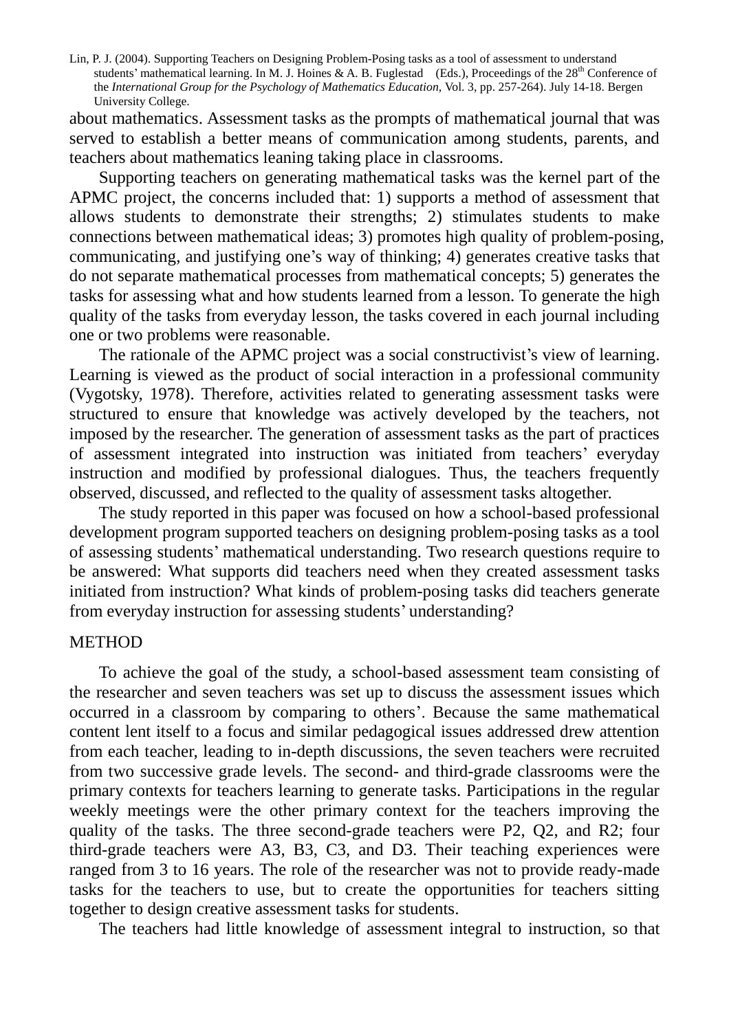about mathematics. Assessment tasks as the prompts of mathematical journal that was served to establish a better means of communication among students, parents, and teachers about mathematics leaning taking place in classrooms.

Supporting teachers on generating mathematical tasks was the kernel part of the APMC project, the concerns included that: 1) supports a method of assessment that allows students to demonstrate their strengths; 2) stimulates students to make connections between mathematical ideas; 3) promotes high quality of problem-posing, communicating, and justifying one's way of thinking; 4) generates creative tasks that do not separate mathematical processes from mathematical concepts; 5) generates the tasks for assessing what and how students learned from a lesson. To generate the high quality of the tasks from everyday lesson, the tasks covered in each journal including one or two problems were reasonable.

The rationale of the APMC project was a social constructivist's view of learning. Learning is viewed as the product of social interaction in a professional community (Vygotsky, 1978). Therefore, activities related to generating assessment tasks were structured to ensure that knowledge was actively developed by the teachers, not imposed by the researcher. The generation of assessment tasks as the part of practices of assessment integrated into instruction was initiated from teachers' everyday instruction and modified by professional dialogues. Thus, the teachers frequently observed, discussed, and reflected to the quality of assessment tasks altogether.

The study reported in this paper was focused on how a school-based professional development program supported teachers on designing problem-posing tasks as a tool of assessing students' mathematical understanding. Two research questions require to be answered: What supports did teachers need when they created assessment tasks initiated from instruction? What kinds of problem-posing tasks did teachers generate from everyday instruction for assessing students' understanding?

## METHOD

To achieve the goal of the study, a school-based assessment team consisting of the researcher and seven teachers was set up to discuss the assessment issues which occurred in a classroom by comparing to others'. Because the same mathematical content lent itself to a focus and similar pedagogical issues addressed drew attention from each teacher, leading to in-depth discussions, the seven teachers were recruited from two successive grade levels. The second- and third-grade classrooms were the primary contexts for teachers learning to generate tasks. Participations in the regular weekly meetings were the other primary context for the teachers improving the quality of the tasks. The three second-grade teachers were P2, Q2, and R2; four third-grade teachers were A3, B3, C3, and D3. Their teaching experiences were ranged from 3 to 16 years. The role of the researcher was not to provide ready-made tasks for the teachers to use, but to create the opportunities for teachers sitting together to design creative assessment tasks for students.

The teachers had little knowledge of assessment integral to instruction, so that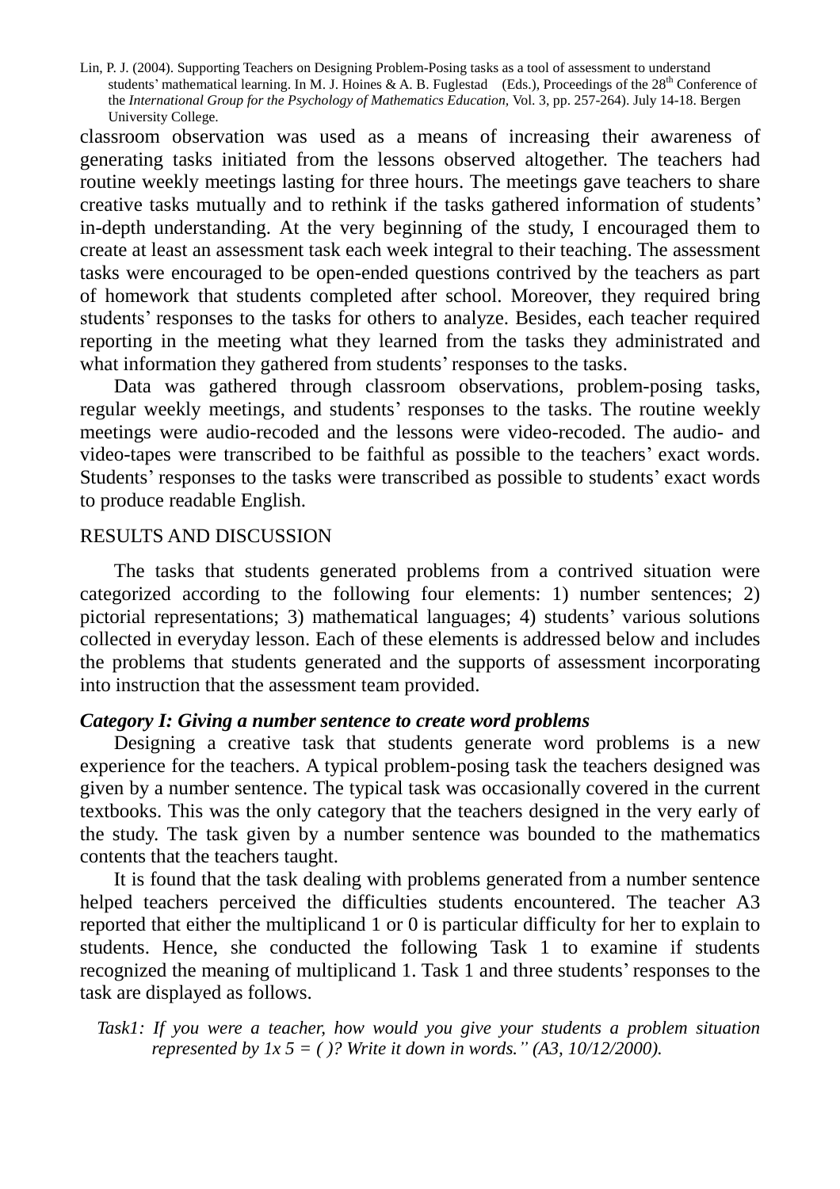classroom observation was used as a means of increasing their awareness of generating tasks initiated from the lessons observed altogether. The teachers had routine weekly meetings lasting for three hours. The meetings gave teachers to share creative tasks mutually and to rethink if the tasks gathered information of students' in-depth understanding. At the very beginning of the study, I encouraged them to create at least an assessment task each week integral to their teaching. The assessment tasks were encouraged to be open-ended questions contrived by the teachers as part of homework that students completed after school. Moreover, they required bring students' responses to the tasks for others to analyze. Besides, each teacher required reporting in the meeting what they learned from the tasks they administrated and what information they gathered from students' responses to the tasks.

Data was gathered through classroom observations, problem-posing tasks, regular weekly meetings, and students' responses to the tasks. The routine weekly meetings were audio-recoded and the lessons were video-recoded. The audio- and video-tapes were transcribed to be faithful as possible to the teachers' exact words. Students' responses to the tasks were transcribed as possible to students' exact words to produce readable English.

## RESULTS AND DISCUSSION

The tasks that students generated problems from a contrived situation were categorized according to the following four elements: 1) number sentences; 2) pictorial representations; 3) mathematical languages; 4) students' various solutions collected in everyday lesson. Each of these elements is addressed below and includes the problems that students generated and the supports of assessment incorporating into instruction that the assessment team provided.

### *Category I: Giving a number sentence to create word problems*

Designing a creative task that students generate word problems is a new experience for the teachers. A typical problem-posing task the teachers designed was given by a number sentence. The typical task was occasionally covered in the current textbooks. This was the only category that the teachers designed in the very early of the study. The task given by a number sentence was bounded to the mathematics contents that the teachers taught.

It is found that the task dealing with problems generated from a number sentence helped teachers perceived the difficulties students encountered. The teacher A3 reported that either the multiplicand 1 or 0 is particular difficulty for her to explain to students. Hence, she conducted the following Task 1 to examine if students recognized the meaning of multiplicand 1. Task 1 and three students' responses to the task are displayed as follows.

*Task1: If you were a teacher, how would you give your students a problem situation represented by 1x 5 = ( )? Write it down in words." (A3, 10/12/2000).*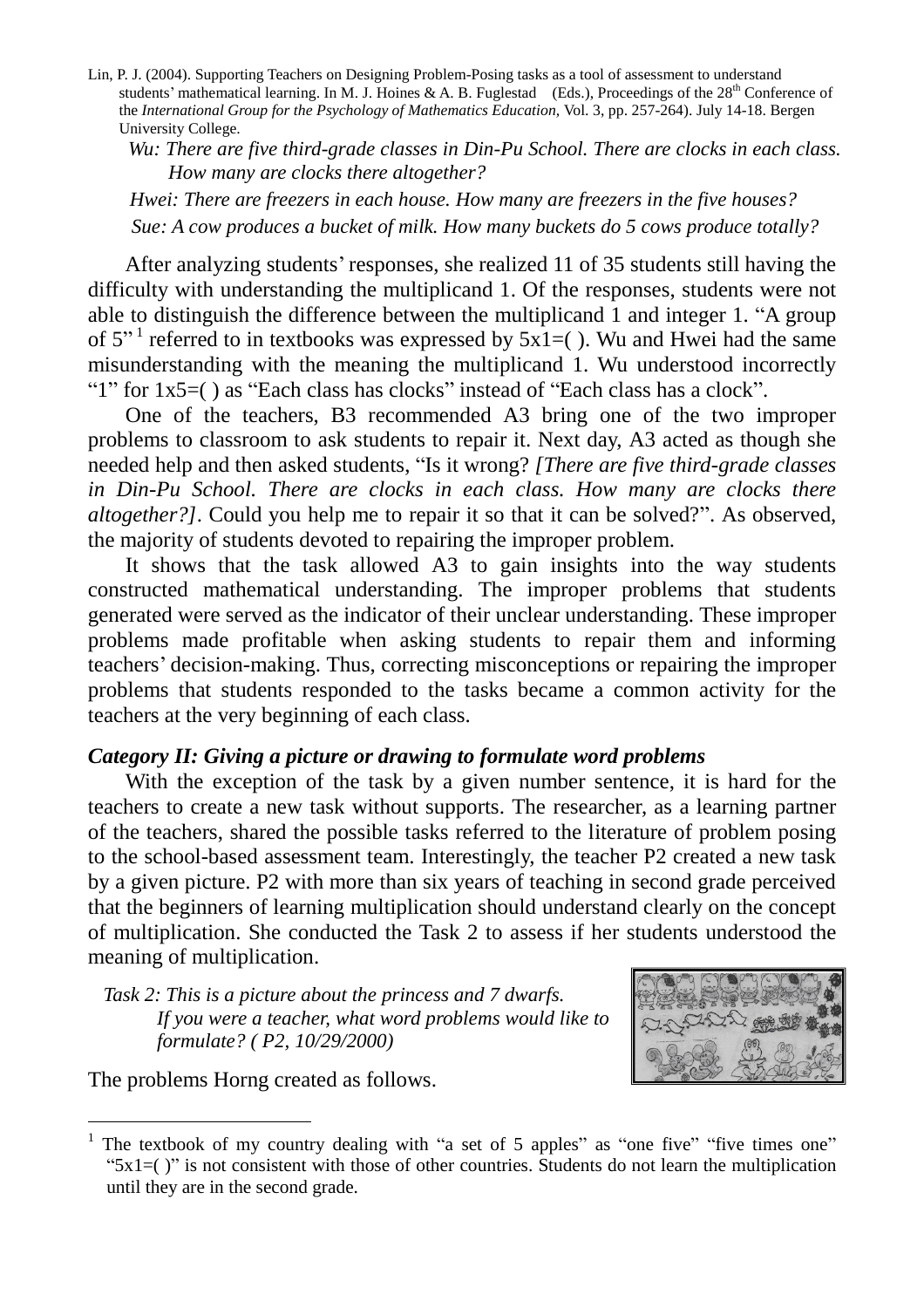Lin, P. J. (2004). Supporting Teachers on Designing Problem-Posing tasks as a tool of assessment to understand students' mathematical learning. In M. J. Hoines & A. B. Fuglestad (Eds.), Proceedings of the 28th Conference of the *International Group for the Psychology of Mathematics Education,* Vol. 3, pp. 257-264). July 14-18. Bergen University College.

*Wu: There are five third-grade classes in Din-Pu School. There are clocks in each class. How many are clocks there altogether?*

*Hwei: There are freezers in each house. How many are freezers in the five houses?*

*Sue: A cow produces a bucket of milk. How many buckets do 5 cows produce totally?*

After analyzing students' responses, she realized 11 of 35 students still having the difficulty with understanding the multiplicand 1. Of the responses, students were not able to distinguish the difference between the multiplicand 1 and integer 1. "A group of 5" [1] referred to in textbooks was expressed by 5x1=( ). Wu and Hwei had the same misunderstanding with the meaning the multiplicand 1. Wu understood incorrectly "1" for 1x5=( ) as "Each class has clocks" instead of "Each class has a clock".

One of the teachers, B3 recommended A3 bring one of the two improper problems to classroom to ask students to repair it. Next day, A3 acted as though she needed help and then asked students, "Is it wrong? *[There are five third-grade classes in Din-Pu School. There are clocks in each class. How many are clocks there altogether?]*. Could you help me to repair it so that it can be solved?". As observed, the majority of students devoted to repairing the improper problem.

It shows that the task allowed A3 to gain insights into the way students constructed mathematical understanding. The improper problems that students generated were served as the indicator of their unclear understanding. These improper problems made profitable when asking students to repair them and informing teachers' decision-making. Thus, correcting misconceptions or repairing the improper problems that students responded to the tasks became a common activity for the teachers at the very beginning of each class.

### *Category II: Giving a picture or drawing to formulate word problems*

With the exception of the task by a given number sentence, it is hard for the teachers to create a new task without supports. The researcher, as a learning partner of the teachers, shared the possible tasks referred to the literature of problem posing to the school-based assessment team. Interestingly, the teacher P2 created a new task by a given picture. P2 with more than six years of teaching in second grade perceived that the beginners of learning multiplication should understand clearly on the concept of multiplication. She conducted the Task 2 to assess if her students understood the meaning of multiplication.

*Task 2: This is a picture about the princess and 7 dwarfs. If you were a teacher, what word problems would like to formulate? ( P2, 10/29/2000)*

The problems Horng created as follows.

---

[1] The textbook of my country dealing with "a set of 5 apples" as "one five" "five times one" "5x1=( )" is not consistent with those of other countries. Students do not learn the multiplication until they are in the second grade.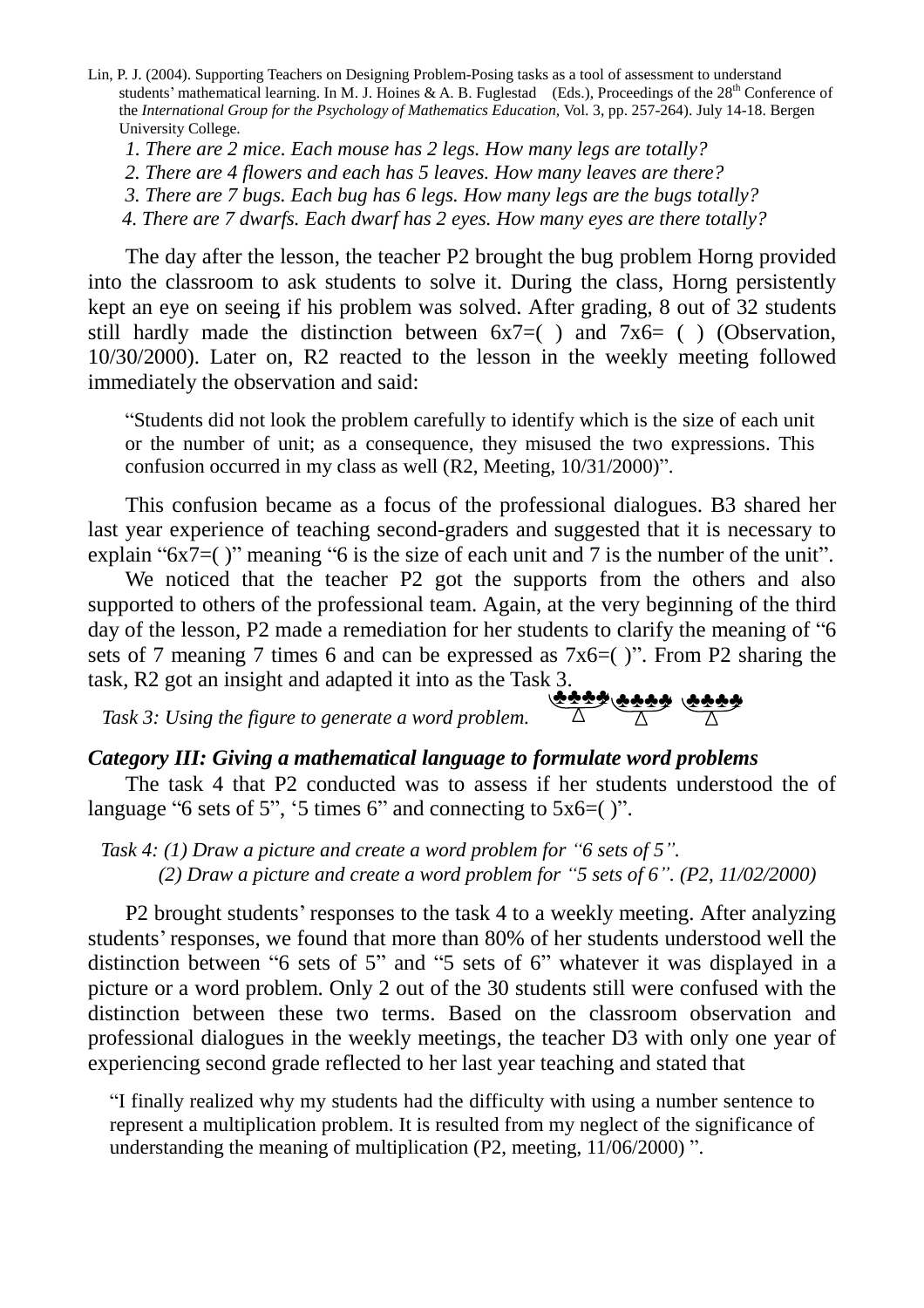Lin, P. J. (2004). Supporting Teachers on Designing Problem-Posing tasks as a tool of assessment to understand students' mathematical learning. In M. J. Hoines & A. B. Fuglestad (Eds.), Proceedings of the 28th Conference of the *International Group for the Psychology of Mathematics Education,* Vol. 3, pp. 257-264). July 14-18. Bergen University College.

*1. There are 2 mice. Each mouse has 2 legs. How many legs are totally?*

*2. There are 4 flowers and each has 5 leaves. How many leaves are there?*

*3. There are 7 bugs. Each bug has 6 legs. How many legs are the bugs totally?*

*4. There are 7 dwarfs. Each dwarf has 2 eyes. How many eyes are there totally?*

The day after the lesson, the teacher P2 brought the bug problem Horng provided into the classroom to ask students to solve it. During the class, Horng persistently kept an eye on seeing if his problem was solved. After grading, 8 out of 32 students still hardly made the distinction between 6x7=( ) and 7x6= ( ) (Observation, 10/30/2000). Later on, R2 reacted to the lesson in the weekly meeting followed immediately the observation and said:

> "Students did not look the problem carefully to identify which is the size of each unit or the number of unit; as a consequence, they misused the two expressions. This confusion occurred in my class as well (R2, Meeting, 10/31/2000)".

This confusion became as a focus of the professional dialogues. B3 shared her last year experience of teaching second-graders and suggested that it is necessary to explain "6x7=( )" meaning "6 is the size of each unit and 7 is the number of the unit".

We noticed that the teacher P2 got the supports from the others and also supported to others of the professional team. Again, at the very beginning of the third day of the lesson, P2 made a remediation for her students to clarify the meaning of "6 sets of 7 meaning 7 times 6 and can be expressed as 7x6=( )". From P2 sharing the task, R2 got an insight and adapted it into as the Task 3.

*Task 3: Using the figure to generate a word problem.* ♣♣♣♣ ♣♣♣♣ ♣♣♣♣ (△ △ △)

### *Category III: Giving a mathematical language to formulate word problems*

The task 4 that P2 conducted was to assess if her students understood the of language "6 sets of 5", '5 times 6" and connecting to 5x6=( )".

*Task 4: (1) Draw a picture and create a word problem for "6 sets of 5".*
*(2) Draw a picture and create a word problem for "5 sets of 6". (P2, 11/02/2000)*

P2 brought students' responses to the task 4 to a weekly meeting. After analyzing students' responses, we found that more than 80% of her students understood well the distinction between "6 sets of 5" and "5 sets of 6" whatever it was displayed in a picture or a word problem. Only 2 out of the 30 students still were confused with the distinction between these two terms. Based on the classroom observation and professional dialogues in the weekly meetings, the teacher D3 with only one year of experiencing second grade reflected to her last year teaching and stated that

> "I finally realized why my students had the difficulty with using a number sentence to represent a multiplication problem. It is resulted from my neglect of the significance of understanding the meaning of multiplication (P2, meeting, 11/06/2000) ".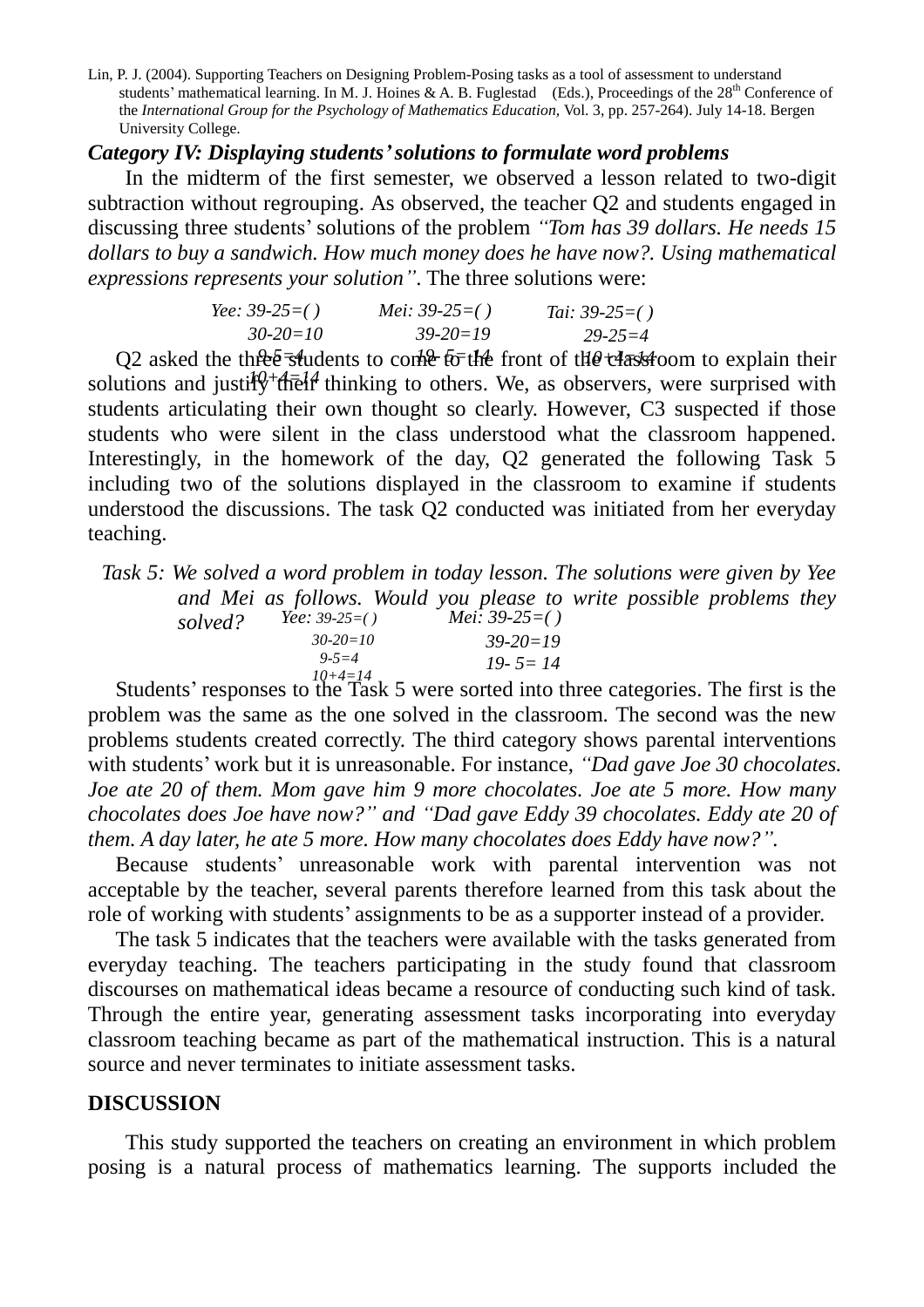Lin, P. J. (2004). Supporting Teachers on Designing Problem-Posing tasks as a tool of assessment to understand students' mathematical learning. In M. J. Hoines & A. B. Fuglestad (Eds.), Proceedings of the 28th Conference of the *International Group for the Psychology of Mathematics Education,* Vol. 3, pp. 257-264). July 14-18. Bergen University College.

***Category IV: Displaying students' solutions to formulate word problems***

In the midterm of the first semester, we observed a lesson related to two-digit subtraction without regrouping. As observed, the teacher Q2 and students engaged in discussing three students' solutions of the problem *"Tom has 39 dollars. He needs 15 dollars to buy a sandwich. How much money does he have now?. Using mathematical expressions represents your solution"*. The three solutions were:

| *Yee: 39-25=( )* | *Mei: 39-25=( )* | *Tai: 39-25=( )* |
|---|---|---|
| *30-20=10* | *39-20=19* | *29-25=4* |
| *9-5=4* | *19- 5= 14* | *10+4=14* |
| *10+4=14* | | |

Q2 asked the three students to come to the front of the classroom to explain their solutions and justify their thinking to others. We, as observers, were surprised with students articulating their own thought so clearly. However, C3 suspected if those students who were silent in the class understood what the classroom happened. Interestingly, in the homework of the day, Q2 generated the following Task 5 including two of the solutions displayed in the classroom to examine if students understood the discussions. The task Q2 conducted was initiated from her everyday teaching.

*Task 5: We solved a word problem in today lesson. The solutions were given by Yee and Mei as follows. Would you please to write possible problems they solved?*

| *Yee: 39-25=( )* | *Mei: 39-25=( )* |
|---|---|
| *30-20=10* | *39-20=19* |
| *9-5=4* | *19- 5= 14* |
| *10+4=14* | |

Students' responses to the Task 5 were sorted into three categories. The first is the problem was the same as the one solved in the classroom. The second was the new problems students created correctly. The third category shows parental interventions with students' work but it is unreasonable. For instance, *"Dad gave Joe 30 chocolates. Joe ate 20 of them. Mom gave him 9 more chocolates. Joe ate 5 more. How many chocolates does Joe have now?" and "Dad gave Eddy 39 chocolates. Eddy ate 20 of them. A day later, he ate 5 more. How many chocolates does Eddy have now?".*

Because students' unreasonable work with parental intervention was not acceptable by the teacher, several parents therefore learned from this task about the role of working with students' assignments to be as a supporter instead of a provider.

The task 5 indicates that the teachers were available with the tasks generated from everyday teaching. The teachers participating in the study found that classroom discourses on mathematical ideas became a resource of conducting such kind of task. Through the entire year, generating assessment tasks incorporating into everyday classroom teaching became as part of the mathematical instruction. This is a natural source and never terminates to initiate assessment tasks.

## DISCUSSION

This study supported the teachers on creating an environment in which problem posing is a natural process of mathematics learning. The supports included the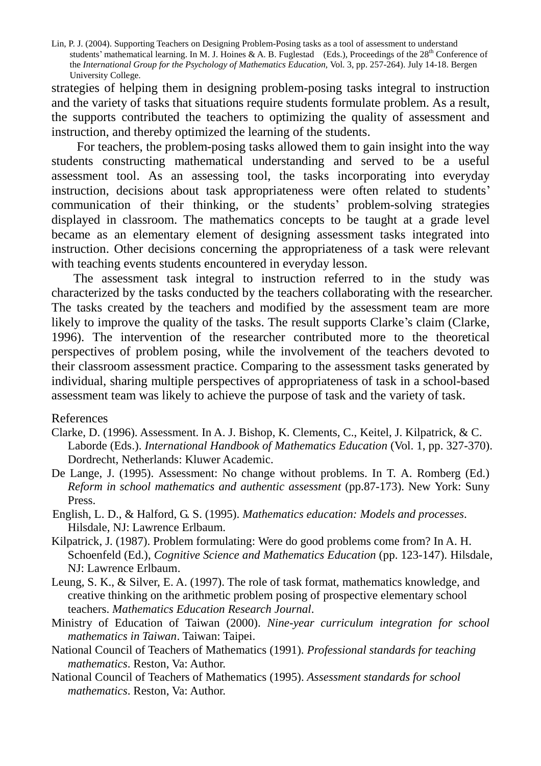strategies of helping them in designing problem-posing tasks integral to instruction and the variety of tasks that situations require students formulate problem. As a result, the supports contributed the teachers to optimizing the quality of assessment and instruction, and thereby optimized the learning of the students.

For teachers, the problem-posing tasks allowed them to gain insight into the way students constructing mathematical understanding and served to be a useful assessment tool. As an assessing tool, the tasks incorporating into everyday instruction, decisions about task appropriateness were often related to students' communication of their thinking, or the students' problem-solving strategies displayed in classroom. The mathematics concepts to be taught at a grade level became as an elementary element of designing assessment tasks integrated into instruction. Other decisions concerning the appropriateness of a task were relevant with teaching events students encountered in everyday lesson.

The assessment task integral to instruction referred to in the study was characterized by the tasks conducted by the teachers collaborating with the researcher. The tasks created by the teachers and modified by the assessment team are more likely to improve the quality of the tasks. The result supports Clarke's claim (Clarke, 1996). The intervention of the researcher contributed more to the theoretical perspectives of problem posing, while the involvement of the teachers devoted to their classroom assessment practice. Comparing to the assessment tasks generated by individual, sharing multiple perspectives of appropriateness of task in a school-based assessment team was likely to achieve the purpose of task and the variety of task.

## References

Clarke, D. (1996). Assessment. In A. J. Bishop, K. Clements, C., Keitel, J. Kilpatrick, & C. Laborde (Eds.). *International Handbook of Mathematics Education* (Vol. 1, pp. 327-370). Dordrecht, Netherlands: Kluwer Academic.

De Lange, J. (1995). Assessment: No change without problems. In T. A. Romberg (Ed.) *Reform in school mathematics and authentic assessment* (pp.87-173). New York: Suny Press.

English, L. D., & Halford, G. S. (1995). *Mathematics education: Models and processes*. Hilsdale, NJ: Lawrence Erlbaum.

Kilpatrick, J. (1987). Problem formulating: Were do good problems come from? In A. H. Schoenfeld (Ed.), *Cognitive Science and Mathematics Education* (pp. 123-147). Hilsdale, NJ: Lawrence Erlbaum.

Leung, S. K., & Silver, E. A. (1997). The role of task format, mathematics knowledge, and creative thinking on the arithmetic problem posing of prospective elementary school teachers. *Mathematics Education Research Journal*.

Ministry of Education of Taiwan (2000). *Nine-year curriculum integration for school mathematics in Taiwan*. Taiwan: Taipei.

National Council of Teachers of Mathematics (1991). *Professional standards for teaching mathematics*. Reston, Va: Author.

National Council of Teachers of Mathematics (1995). *Assessment standards for school mathematics*. Reston, Va: Author.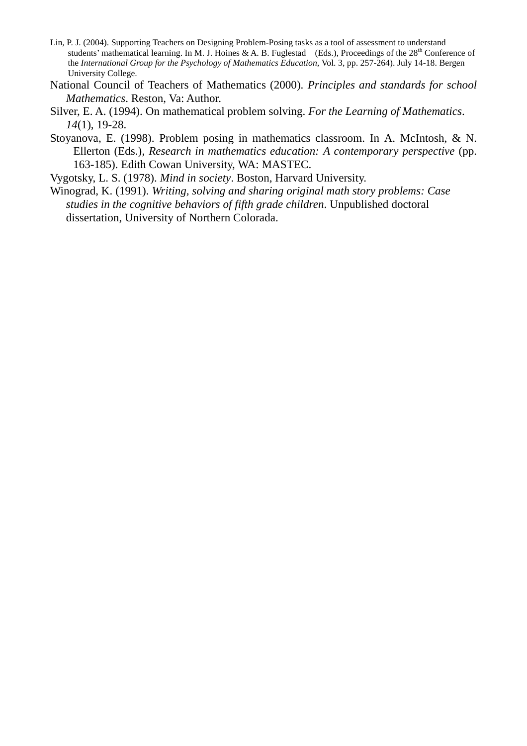Lin, P. J. (2004). Supporting Teachers on Designing Problem-Posing tasks as a tool of assessment to understand students' mathematical learning. In M. J. Hoines & A. B. Fuglestad (Eds.), Proceedings of the 28th Conference of the *International Group for the Psychology of Mathematics Education,* Vol. 3, pp. 257-264). July 14-18. Bergen University College.

National Council of Teachers of Mathematics (2000). *Principles and standards for school Mathematics*. Reston, Va: Author.

Silver, E. A. (1994). On mathematical problem solving. *For the Learning of Mathematics*. *14*(1), 19-28.

Stoyanova, E. (1998). Problem posing in mathematics classroom. In A. McIntosh, & N. Ellerton (Eds.), *Research in mathematics education: A contemporary perspective* (pp. 163-185). Edith Cowan University, WA: MASTEC.

Vygotsky, L. S. (1978). *Mind in society*. Boston, Harvard University.

Winograd, K. (1991). *Writing, solving and sharing original math story problems: Case studies in the cognitive behaviors of fifth grade children*. Unpublished doctoral dissertation, University of Northern Colorada.